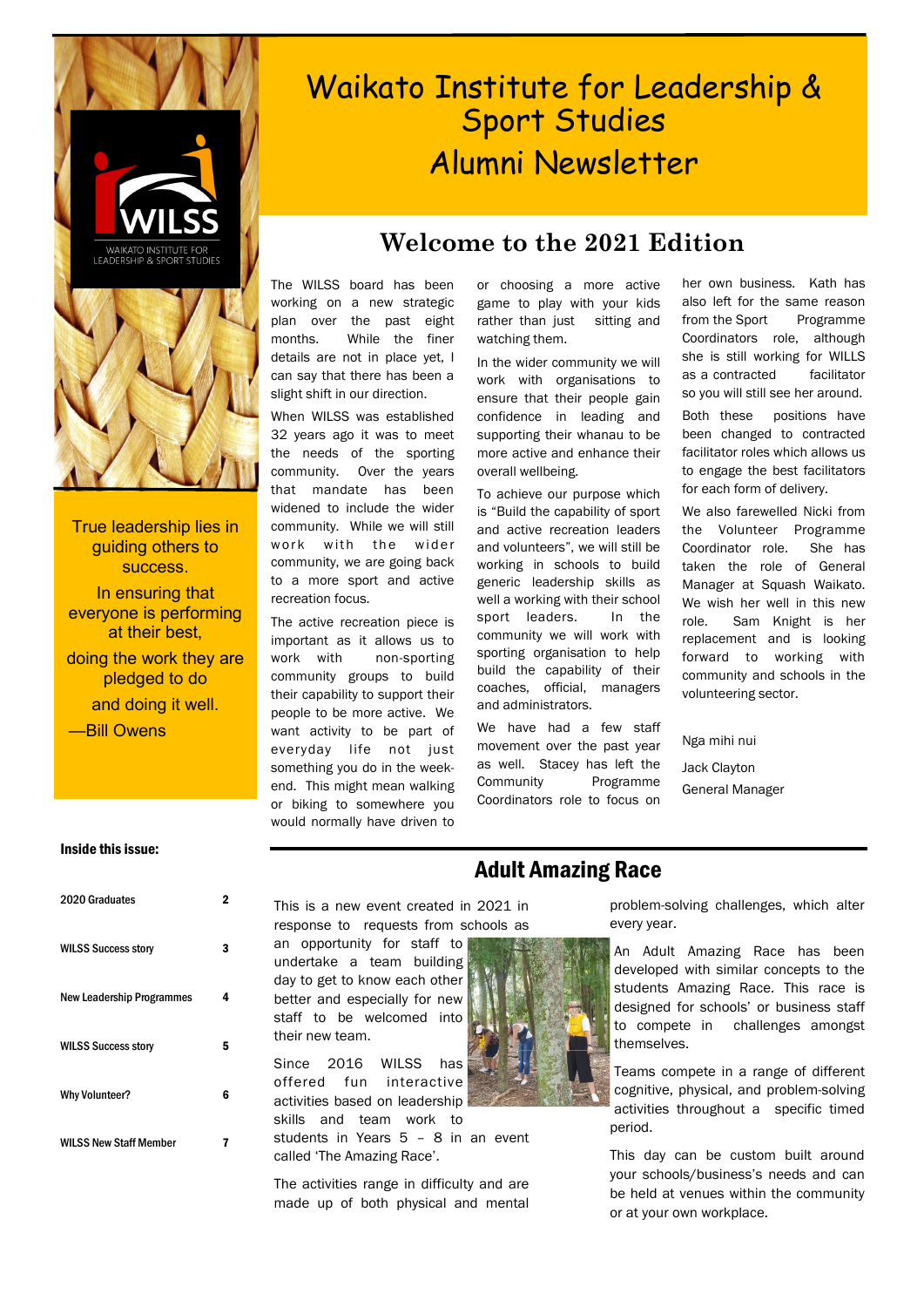# Waikato Institute for Leadership & Sport Studies Alumni Newsletter

WAIKATO INSTITUTE FOR LEADERSHIP & SPORT STUDIES

True leadership lies in guiding others to success.

In ensuring that everyone is performing at their best,

doing the work they are pledged to do

and doing it well.

—Bill Owens

## Welcome to the 2021 Edition

The WILSS board has been working on a new strategic plan over the past eight months. While the finer details are not in place yet, I can say that there has been a slight shift in our direction.

When WILSS was established 32 years ago it was to meet the needs of the sporting community. Over the years that mandate has been widened to include the wider community. While we will still work with the wider community, we are going back to a more sport and active recreation focus.

The active recreation piece is important as it allows us to work with non-sporting community groups to build their capability to support their people to be more active. We want activity to be part of everyday life not just something you do in the week-end. This might mean walking or biking to somewhere you would normally have driven to or choosing a more active game to play with your kids rather than just sitting and watching them.

In the wider community we will work with organisations to ensure that their people gain confidence in leading and supporting their whanau to be more active and enhance their overall wellbeing.

To achieve our purpose which is "Build the capability of sport and active recreation leaders and volunteers", we will still be working in schools to build generic leadership skills as well a working with their school sport leaders. In the community we will work with sporting organisation to help build the capability of their coaches, official, managers and administrators.

We have had a few staff movement over the past year as well. Stacey has left the Community Programme Coordinators role to focus on her own business. Kath has also left for the same reason from the Sport Programme Coordinators role, although she is still working for WILLS as a contracted facilitator so you will still see her around.

Both these positions have been changed to contracted facilitator roles which allows us to engage the best facilitators for each form of delivery.

We also farewelled Nicki from the Volunteer Programme Coordinator role. She has taken the role of General Manager at Squash Waikato. We wish her well in this new role. Sam Knight is her replacement and is looking forward to working with community and schools in the volunteering sector.

Nga mihi nui

Jack Clayton
General Manager

### Inside this issue:

| | |
|---|---|
| 2020 Graduates | 2 |
| WILSS Success story | 3 |
| New Leadership Programmes | 4 |
| WILSS Success story | 5 |
| Why Volunteer? | 6 |
| WILSS New Staff Member | 7 |

## Adult Amazing Race

This is a new event created in 2021 in response to requests from schools as an opportunity for staff to undertake a team building day to get to know each other better and especially for new staff to be welcomed into their new team.

Since 2016 WILSS has offered fun interactive activities based on leadership skills and team work to students in Years 5 – 8 in an event called 'The Amazing Race'.

The activities range in difficulty and are made up of both physical and mental problem-solving challenges, which alter every year.

An Adult Amazing Race has been developed with similar concepts to the students Amazing Race. This race is designed for schools' or business staff to compete in challenges amongst themselves.

Teams compete in a range of different cognitive, physical, and problem-solving activities throughout a specific timed period.

This day can be custom built around your schools/business's needs and can be held at venues within the community or at your own workplace.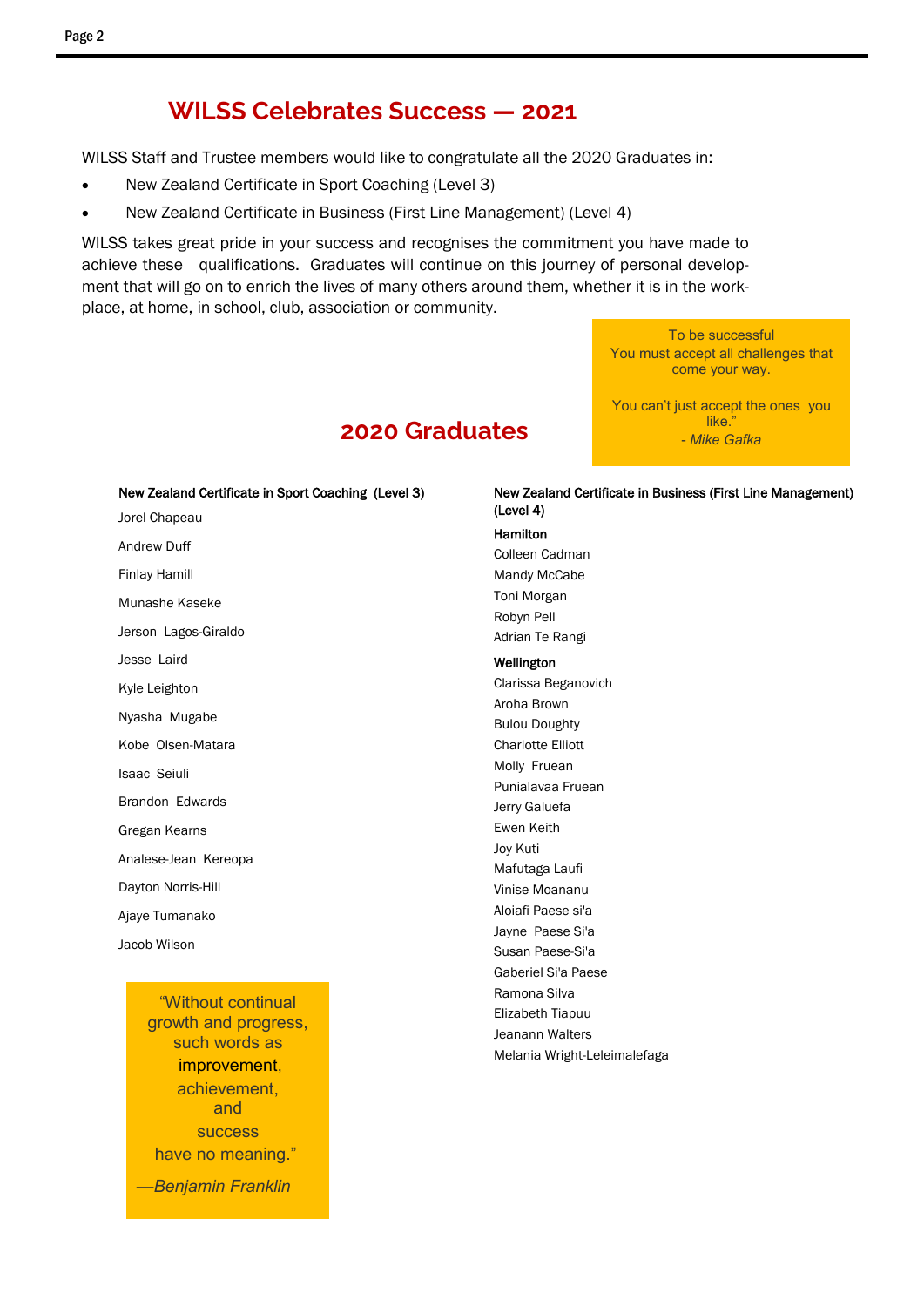## WILSS Celebrates Success — 2021

WILSS Staff and Trustee members would like to congratulate all the 2020 Graduates in:

- New Zealand Certificate in Sport Coaching (Level 3)
- New Zealand Certificate in Business (First Line Management) (Level 4)

WILSS takes great pride in your success and recognises the commitment you have made to achieve these qualifications. Graduates will continue on this journey of personal development that will go on to enrich the lives of many others around them, whether it is in the workplace, at home, in school, club, association or community.

> To be successful
> You must accept all challenges that come your way.
>
> You can't just accept the ones you like."
>
> *- Mike Gafka*

## 2020 Graduates

**New Zealand Certificate in Sport Coaching (Level 3)**

Jorel Chapeau
Andrew Duff
Finlay Hamill
Munashe Kaseke
Jerson Lagos-Giraldo
Jesse Laird
Kyle Leighton
Nyasha Mugabe
Kobe Olsen-Matara
Isaac Seiuli
Brandon Edwards
Gregan Kearns
Analese-Jean Kereopa
Dayton Norris-Hill
Ajaye Tumanako
Jacob Wilson

> "Without continual growth and progress, such words as improvement, achievement, and success have no meaning."
>
> *—Benjamin Franklin*

**New Zealand Certificate in Business (First Line Management) (Level 4)**

**Hamilton**

Colleen Cadman
Mandy McCabe
Toni Morgan
Robyn Pell
Adrian Te Rangi

**Wellington**

Clarissa Beganovich
Aroha Brown
Bulou Doughty
Charlotte Elliott
Molly Fruean
Punialavaa Fruean
Jerry Galuefa
Ewen Keith
Joy Kuti
Mafutaga Laufi
Vinise Moananu
Aloiafi Paese si'a
Jayne Paese Si'a
Susan Paese-Si'a
Gaberiel Si'a Paese
Ramona Silva
Elizabeth Tiapuu
Jeanann Walters
Melania Wright-Leleimalefaga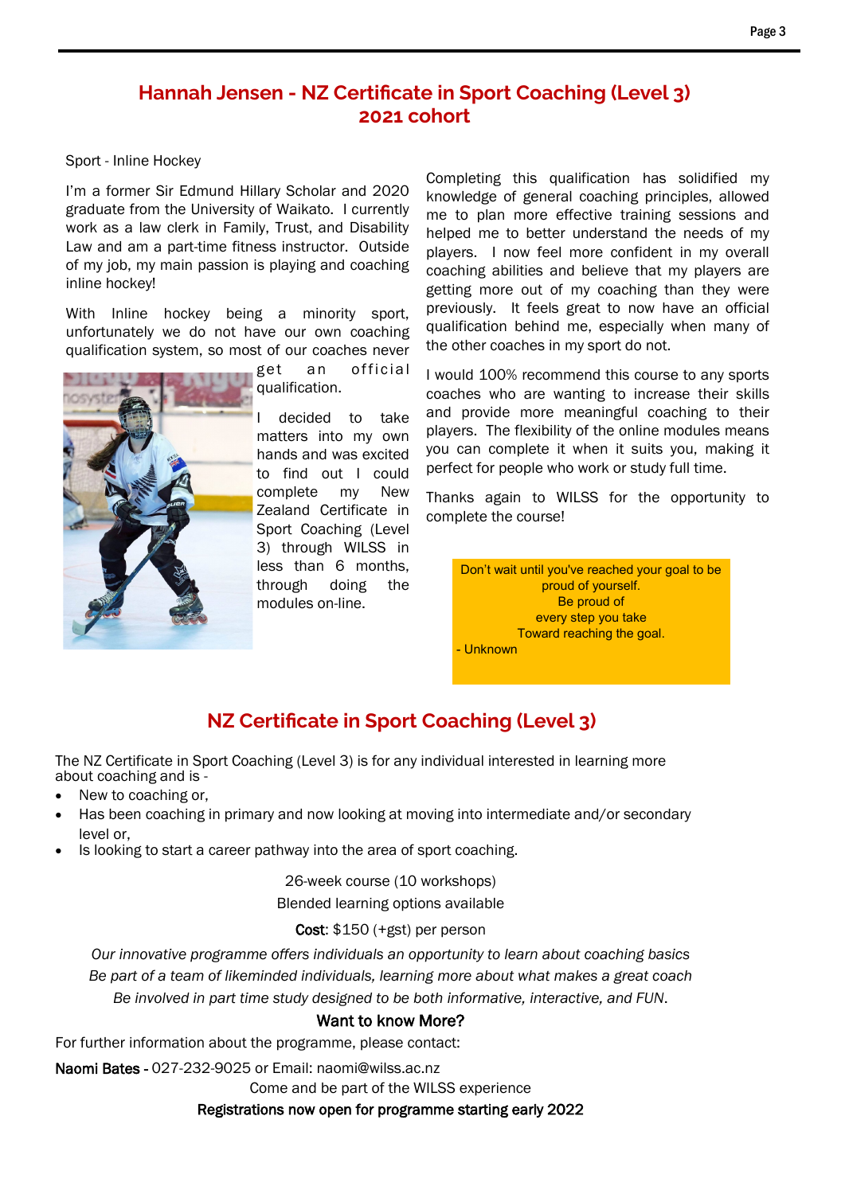## Hannah Jensen - NZ Certificate in Sport Coaching (Level 3) 2021 cohort

Sport - Inline Hockey

I'm a former Sir Edmund Hillary Scholar and 2020 graduate from the University of Waikato. I currently work as a law clerk in Family, Trust, and Disability Law and am a part-time fitness instructor. Outside of my job, my main passion is playing and coaching inline hockey!

With Inline hockey being a minority sport, unfortunately we do not have our own coaching qualification system, so most of our coaches never get an official qualification.

I decided to take matters into my own hands and was excited to find out I could complete my New Zealand Certificate in Sport Coaching (Level 3) through WILSS in less than 6 months, through doing the modules on-line.

Completing this qualification has solidified my knowledge of general coaching principles, allowed me to plan more effective training sessions and helped me to better understand the needs of my players. I now feel more confident in my overall coaching abilities and believe that my players are getting more out of my coaching than they were previously. It feels great to now have an official qualification behind me, especially when many of the other coaches in my sport do not.

I would 100% recommend this course to any sports coaches who are wanting to increase their skills and provide more meaningful coaching to their players. The flexibility of the online modules means you can complete it when it suits you, making it perfect for people who work or study full time.

Thanks again to WILSS for the opportunity to complete the course!

> Don't wait until you've reached your goal to be proud of yourself.
> Be proud of
> every step you take
> Toward reaching the goal.
> - Unknown

## NZ Certificate in Sport Coaching (Level 3)

The NZ Certificate in Sport Coaching (Level 3) is for any individual interested in learning more about coaching and is -

- New to coaching or,
- Has been coaching in primary and now looking at moving into intermediate and/or secondary level or,
- Is looking to start a career pathway into the area of sport coaching.

26-week course (10 workshops)

Blended learning options available

**Cost**: $150 (+gst) per person

*Our innovative programme offers individuals an opportunity to learn about coaching basics*
*Be part of a team of likeminded individuals, learning more about what makes a great coach*
*Be involved in part time study designed to be both informative, interactive, and FUN*.

**Want to know More?**

For further information about the programme, please contact:

**Naomi Bates -** 027-232-9025 or Email: naomi@wilss.ac.nz

Come and be part of the WILSS experience

**Registrations now open for programme starting early 2022**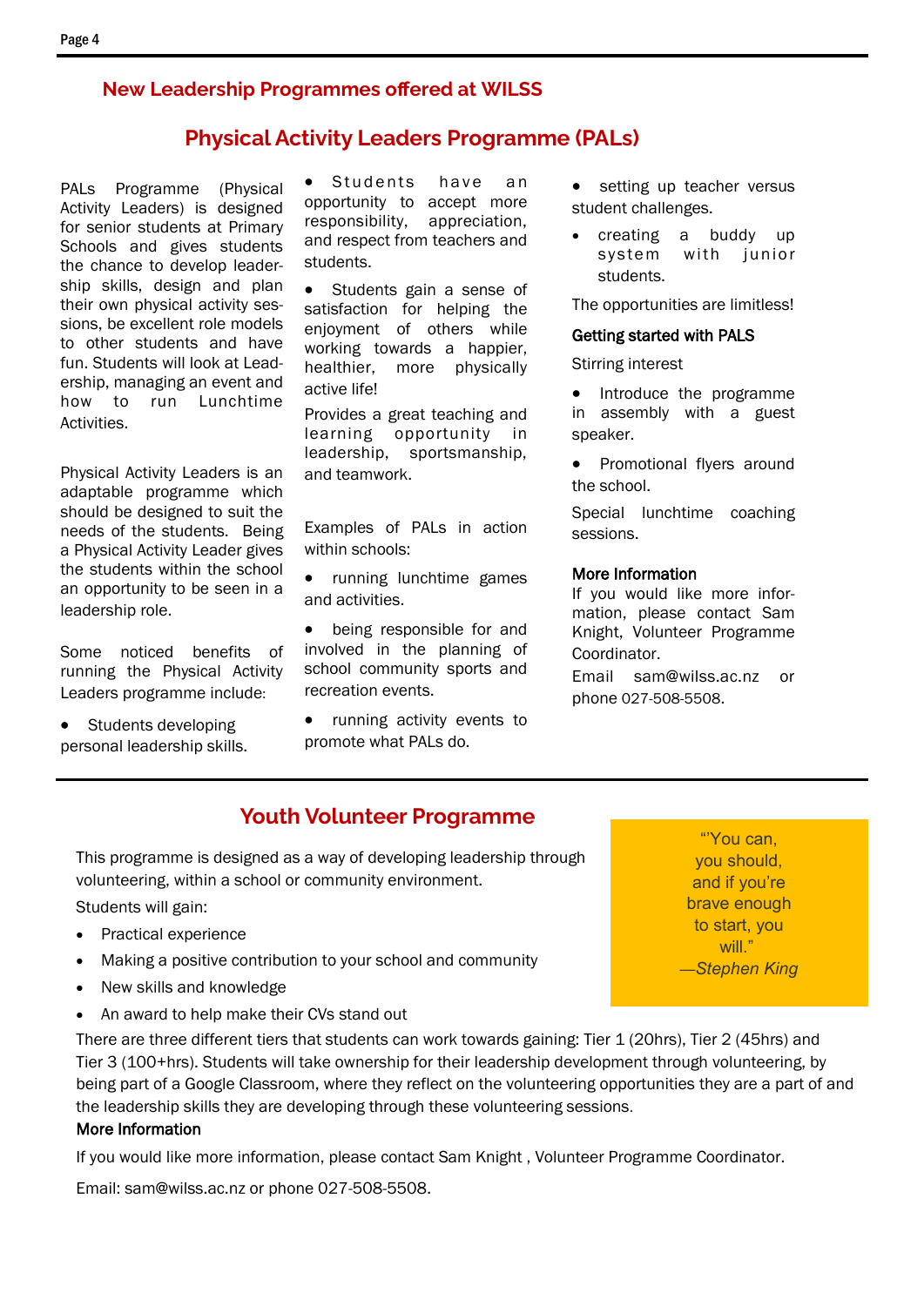## New Leadership Programmes offered at WILSS

# Physical Activity Leaders Programme (PALs)

PALs Programme (Physical Activity Leaders) is designed for senior students at Primary Schools and gives students the chance to develop leadership skills, design and plan their own physical activity sessions, be excellent role models to other students and have fun. Students will look at Leadership, managing an event and how to run Lunchtime Activities.

Physical Activity Leaders is an adaptable programme which should be designed to suit the needs of the students. Being a Physical Activity Leader gives the students within the school an opportunity to be seen in a leadership role.

Some noticed benefits of running the Physical Activity Leaders programme include:

- Students developing personal leadership skills.
- Students have an opportunity to accept more responsibility, appreciation, and respect from teachers and students.
- Students gain a sense of satisfaction for helping the enjoyment of others while working towards a happier, healthier, more physically active life!

Provides a great teaching and learning opportunity in leadership, sportsmanship, and teamwork.

Examples of PALs in action within schools:

- running lunchtime games and activities.
- being responsible for and involved in the planning of school community sports and recreation events.
- running activity events to promote what PALs do.
- setting up teacher versus student challenges.
- creating a buddy up system with junior students.

The opportunities are limitless!

**Getting started with PALS**

Stirring interest

- Introduce the programme in assembly with a guest speaker.
- Promotional flyers around the school.

Special lunchtime coaching sessions.

**More Information**

If you would like more information, please contact Sam Knight, Volunteer Programme Coordinator.

Email sam@wilss.ac.nz or phone 027-508-5508.

# Youth Volunteer Programme

This programme is designed as a way of developing leadership through volunteering, within a school or community environment.

Students will gain:

- Practical experience
- Making a positive contribution to your school and community
- New skills and knowledge
- An award to help make their CVs stand out

There are three different tiers that students can work towards gaining: Tier 1 (20hrs), Tier 2 (45hrs) and Tier 3 (100+hrs). Students will take ownership for their leadership development through volunteering, by being part of a Google Classroom, where they reflect on the volunteering opportunities they are a part of and the leadership skills they are developing through these volunteering sessions.

**More Information**

If you would like more information, please contact Sam Knight , Volunteer Programme Coordinator.

Email: sam@wilss.ac.nz or phone 027-508-5508.

"'You can, you should, and if you're brave enough to start, you will."
*—Stephen King*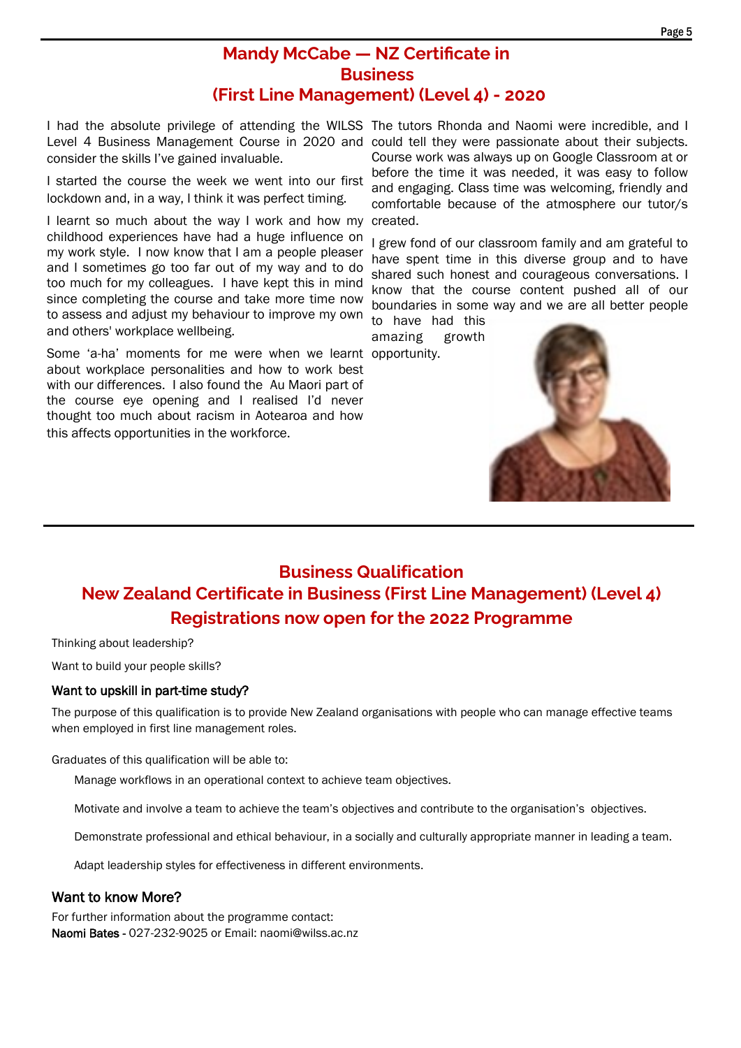## Mandy McCabe — NZ Certificate in Business (First Line Management) (Level 4) - 2020

I had the absolute privilege of attending the WILSS Level 4 Business Management Course in 2020 and consider the skills I've gained invaluable.

I started the course the week we went into our first lockdown and, in a way, I think it was perfect timing.

I learnt so much about the way I work and how my childhood experiences have had a huge influence on my work style. I now know that I am a people pleaser and I sometimes go too far out of my way and to do too much for my colleagues. I have kept this in mind since completing the course and take more time now to assess and adjust my behaviour to improve my own and others' workplace wellbeing.

Some 'a-ha' moments for me were when we learnt about workplace personalities and how to work best with our differences. I also found the Au Maori part of the course eye opening and I realised I'd never thought too much about racism in Aotearoa and how this affects opportunities in the workforce.

The tutors Rhonda and Naomi were incredible, and I could tell they were passionate about their subjects. Course work was always up on Google Classroom at or before the time it was needed, it was easy to follow and engaging. Class time was welcoming, friendly and comfortable because of the atmosphere our tutor/s created.

I grew fond of our classroom family and am grateful to have spent time in this diverse group and to have shared such honest and courageous conversations. I know that the course content pushed all of our boundaries in some way and we are all better people to have had this amazing growth opportunity.

## Business Qualification
## New Zealand Certificate in Business (First Line Management) (Level 4)
## Registrations now open for the 2022 Programme

Thinking about leadership?

Want to build your people skills?

### Want to upskill in part-time study?

The purpose of this qualification is to provide New Zealand organisations with people who can manage effective teams when employed in first line management roles.

Graduates of this qualification will be able to:

- Manage workflows in an operational context to achieve team objectives.
- Motivate and involve a team to achieve the team's objectives and contribute to the organisation's objectives.
- Demonstrate professional and ethical behaviour, in a socially and culturally appropriate manner in leading a team.
- Adapt leadership styles for effectiveness in different environments.

### Want to know More?

For further information about the programme contact:
**Naomi Bates** - 027-232-9025 or Email: naomi@wilss.ac.nz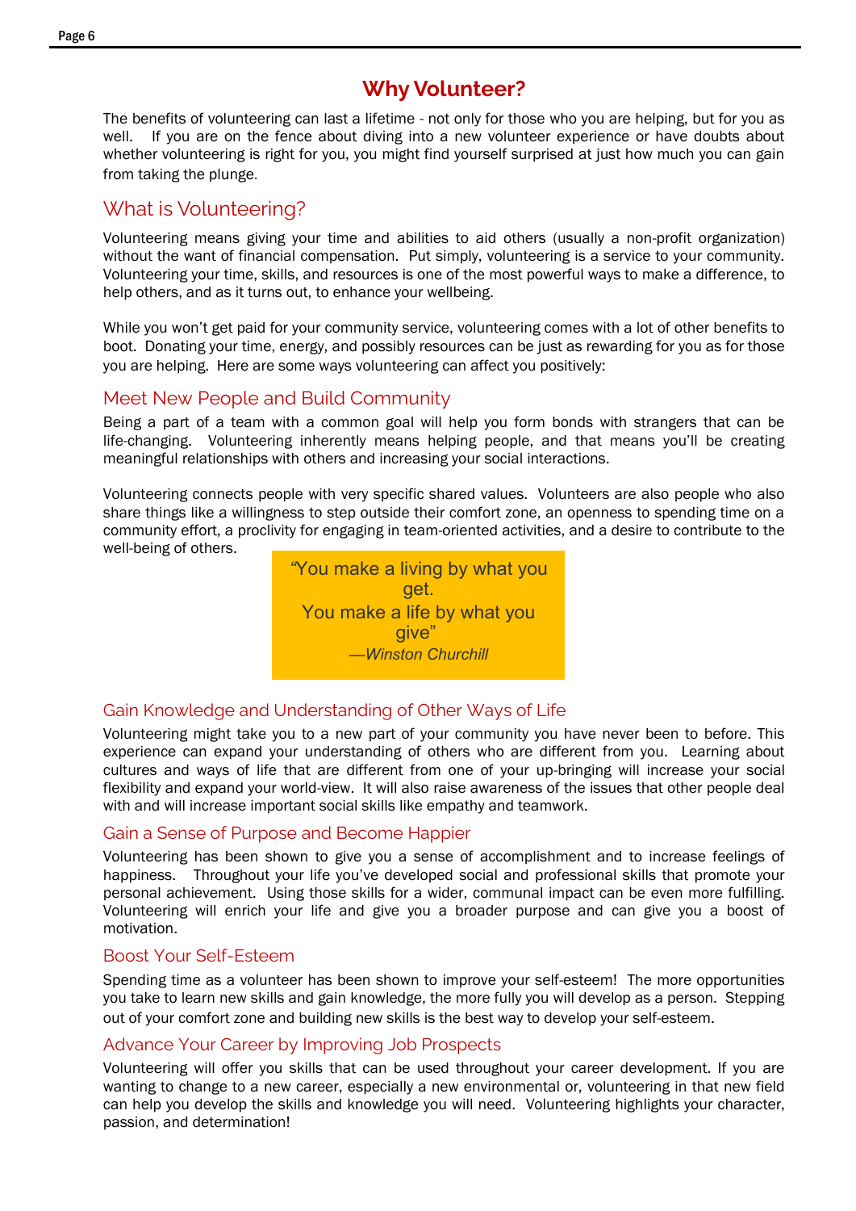# Why Volunteer?

The benefits of volunteering can last a lifetime - not only for those who you are helping, but for you as well. If you are on the fence about diving into a new volunteer experience or have doubts about whether volunteering is right for you, you might find yourself surprised at just how much you can gain from taking the plunge.

## What is Volunteering?

Volunteering means giving your time and abilities to aid others (usually a non-profit organization) without the want of financial compensation. Put simply, volunteering is a service to your community. Volunteering your time, skills, and resources is one of the most powerful ways to make a difference, to help others, and as it turns out, to enhance your wellbeing.

While you won't get paid for your community service, volunteering comes with a lot of other benefits to boot. Donating your time, energy, and possibly resources can be just as rewarding for you as for those you are helping. Here are some ways volunteering can affect you positively:

### Meet New People and Build Community

Being a part of a team with a common goal will help you form bonds with strangers that can be life-changing. Volunteering inherently means helping people, and that means you'll be creating meaningful relationships with others and increasing your social interactions.

Volunteering connects people with very specific shared values. Volunteers are also people who also share things like a willingness to step outside their comfort zone, an openness to spending time on a community effort, a proclivity for engaging in team-oriented activities, and a desire to contribute to the well-being of others.

> "You make a living by what you get.
> You make a life by what you give"
> *—Winston Churchill*

### Gain Knowledge and Understanding of Other Ways of Life

Volunteering might take you to a new part of your community you have never been to before. This experience can expand your understanding of others who are different from you. Learning about cultures and ways of life that are different from one of your up-bringing will increase your social flexibility and expand your world-view. It will also raise awareness of the issues that other people deal with and will increase important social skills like empathy and teamwork.

### Gain a Sense of Purpose and Become Happier

Volunteering has been shown to give you a sense of accomplishment and to increase feelings of happiness. Throughout your life you've developed social and professional skills that promote your personal achievement. Using those skills for a wider, communal impact can be even more fulfilling. Volunteering will enrich your life and give you a broader purpose and can give you a boost of motivation.

### Boost Your Self-Esteem

Spending time as a volunteer has been shown to improve your self-esteem! The more opportunities you take to learn new skills and gain knowledge, the more fully you will develop as a person. Stepping out of your comfort zone and building new skills is the best way to develop your self-esteem.

### Advance Your Career by Improving Job Prospects

Volunteering will offer you skills that can be used throughout your career development. If you are wanting to change to a new career, especially a new environmental or, volunteering in that new field can help you develop the skills and knowledge you will need. Volunteering highlights your character, passion, and determination!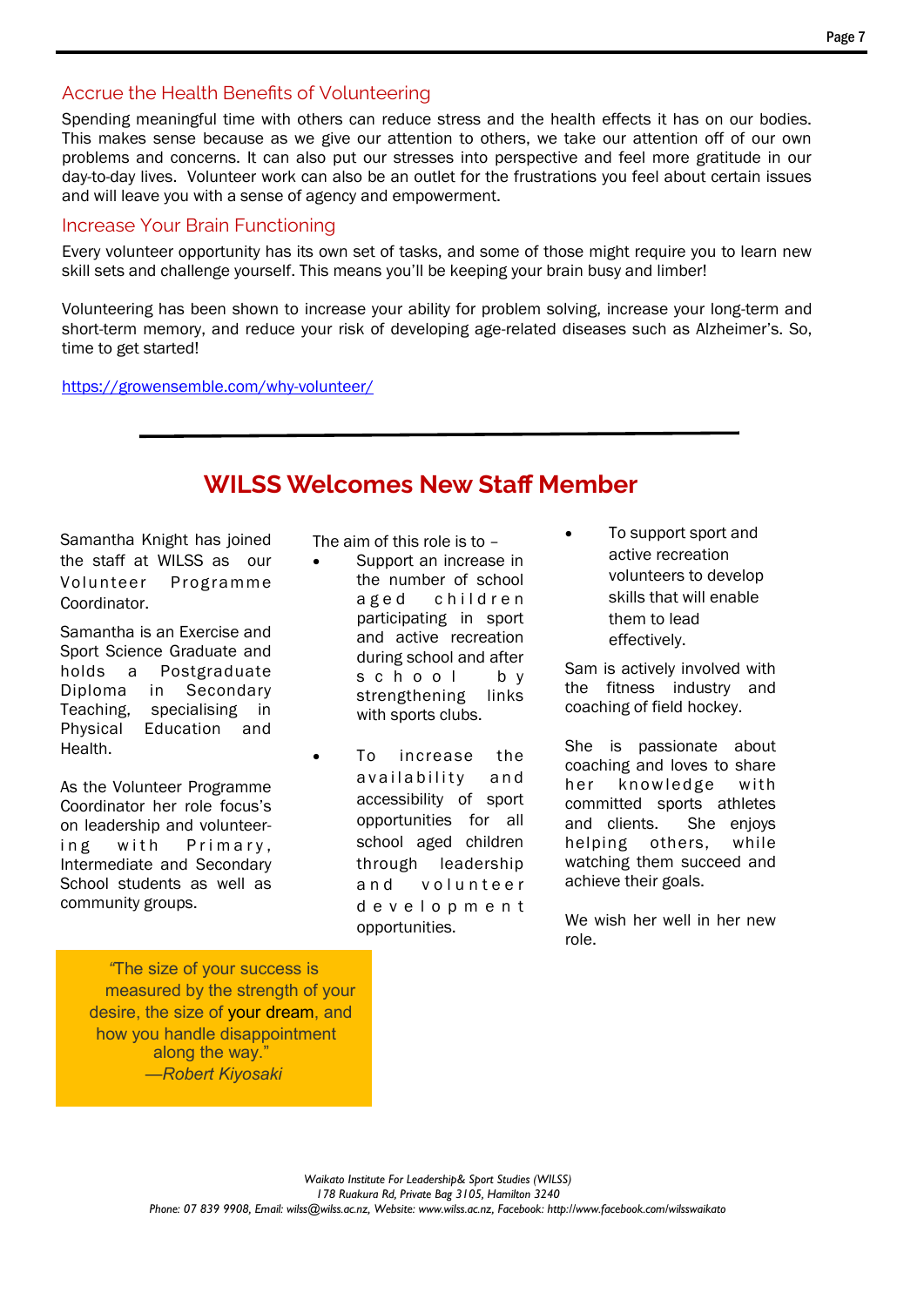## Accrue the Health Benefits of Volunteering

Spending meaningful time with others can reduce stress and the health effects it has on our bodies. This makes sense because as we give our attention to others, we take our attention off of our own problems and concerns. It can also put our stresses into perspective and feel more gratitude in our day-to-day lives. Volunteer work can also be an outlet for the frustrations you feel about certain issues and will leave you with a sense of agency and empowerment.

## Increase Your Brain Functioning

Every volunteer opportunity has its own set of tasks, and some of those might require you to learn new skill sets and challenge yourself. This means you'll be keeping your brain busy and limber!

Volunteering has been shown to increase your ability for problem solving, increase your long-term and short-term memory, and reduce your risk of developing age-related diseases such as Alzheimer's. So, time to get started!

https://growensemble.com/why-volunteer/

---

# WILSS Welcomes New Staff Member

Samantha Knight has joined the staff at WILSS as our Volunteer Programme Coordinator.

Samantha is an Exercise and Sport Science Graduate and holds a Postgraduate Diploma in Secondary Teaching, specialising in Physical Education and Health.

As the Volunteer Programme Coordinator her role focus's on leadership and volunteering with Primary, Intermediate and Secondary School students as well as community groups.

The aim of this role is to –

- Support an increase in the number of school aged children participating in sport and active recreation during school and after school by strengthening links with sports clubs.
- To increase the availability and accessibility of sport opportunities for all school aged children through leadership and volunteer development opportunities.
- To support sport and active recreation volunteers to develop skills that will enable them to lead effectively.

Sam is actively involved with the fitness industry and coaching of field hockey.

She is passionate about coaching and loves to share her knowledge with committed sports athletes and clients. She enjoys helping others, while watching them succeed and achieve their goals.

We wish her well in her new role.

> "The size of your success is measured by the strength of your desire, the size of your dream, and how you handle disappointment along the way."
> *—Robert Kiyosaki*

*Waikato Institute For Leadership& Sport Studies (WILSS)*
*178 Ruakura Rd, Private Bag 3105, Hamilton 3240*
*Phone: 07 839 9908, Email: wilss@wilss.ac.nz, Website: www.wilss.ac.nz, Facebook: http://www.facebook.com/wilsswaikato*